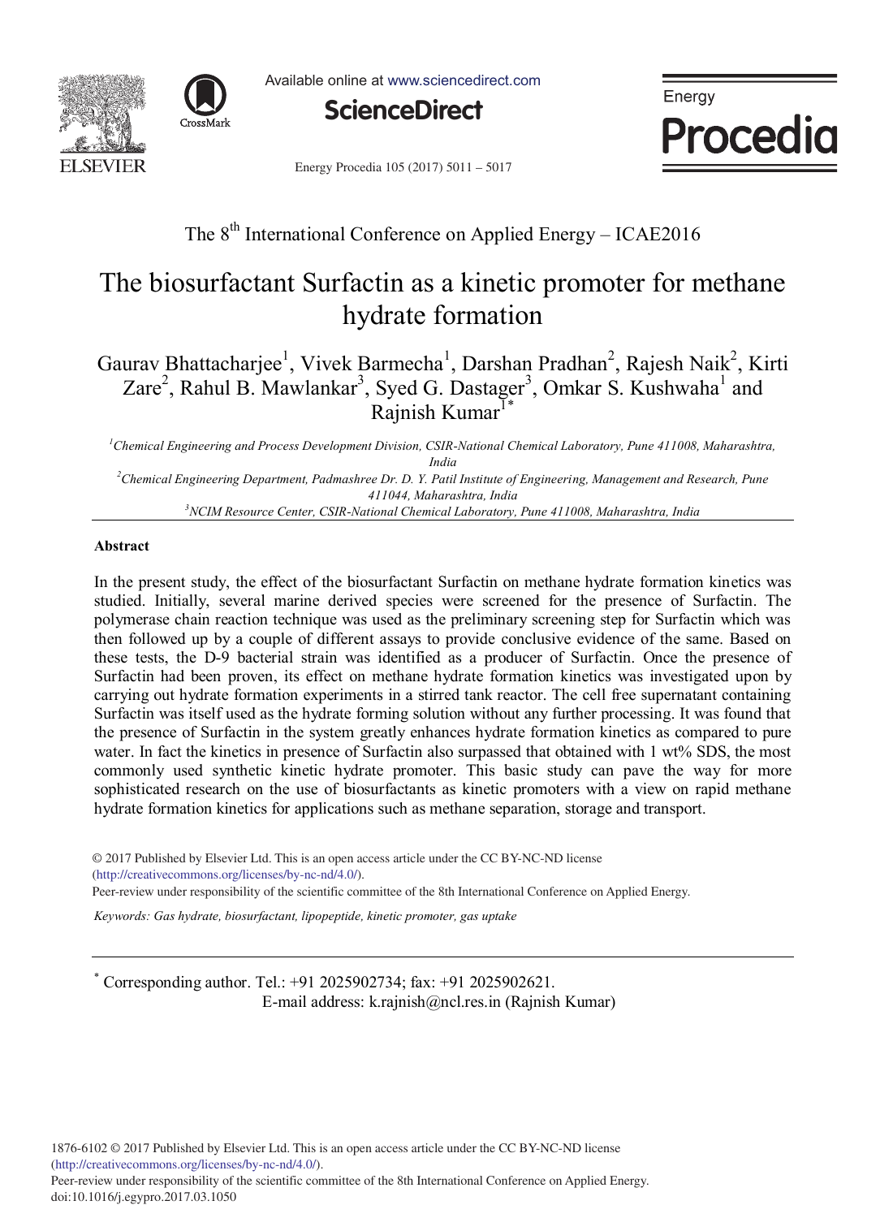The 8th International Conference on Applied Energy – ICAE2016

# The biosurfactant Surfactin as a kinetic promoter for methane hydrate formation

Gaurav Bhattacharjee[1], Vivek Barmecha[1], Darshan Pradhan[2], Rajesh Naik[2], Kirti Zare[2], Rahul B. Mawlankar[3], Syed G. Dastager[3], Omkar S. Kushwaha[1] and Rajnish Kumar[1*]

[1] *Chemical Engineering and Process Development Division, CSIR-National Chemical Laboratory, Pune 411008, Maharashtra, India*

[2] *Chemical Engineering Department, Padmashree Dr. D. Y. Patil Institute of Engineering, Management and Research, Pune 411044, Maharashtra, India*

[3] *NCIM Resource Center, CSIR-National Chemical Laboratory, Pune 411008, Maharashtra, India*

## Abstract

In the present study, the effect of the biosurfactant Surfactin on methane hydrate formation kinetics was studied. Initially, several marine derived species were screened for the presence of Surfactin. The polymerase chain reaction technique was used as the preliminary screening step for Surfactin which was then followed up by a couple of different assays to provide conclusive evidence of the same. Based on these tests, the D-9 bacterial strain was identified as a producer of Surfactin. Once the presence of Surfactin had been proven, its effect on methane hydrate formation kinetics was investigated upon by carrying out hydrate formation experiments in a stirred tank reactor. The cell free supernatant containing Surfactin was itself used as the hydrate forming solution without any further processing. It was found that the presence of Surfactin in the system greatly enhances hydrate formation kinetics as compared to pure water. In fact the kinetics in presence of Surfactin also surpassed that obtained with 1 wt% SDS, the most commonly used synthetic kinetic hydrate promoter. This basic study can pave the way for more sophisticated research on the use of biosurfactants as kinetic promoters with a view on rapid methane hydrate formation kinetics for applications such as methane separation, storage and transport.

© 2017 Published by Elsevier Ltd. This is an open access article under the CC BY-NC-ND license (http://creativecommons.org/licenses/by-nc-nd/4.0/).

Peer-review under responsibility of the scientific committee of the 8th International Conference on Applied Energy.

*Keywords:* Gas hydrate, biosurfactant, lipopeptide, kinetic promoter, gas uptake

---

[*] Corresponding author. Tel.: +91 2025902734; fax: +91 2025902621.
E-mail address: k.rajnish@ncl.res.in (Rajnish Kumar)

1876-6102 © 2017 Published by Elsevier Ltd. This is an open access article under the CC BY-NC-ND license (http://creativecommons.org/licenses/by-nc-nd/4.0/).
Peer-review under responsibility of the scientific committee of the 8th International Conference on Applied Energy.
doi:10.1016/j.egypro.2017.03.1050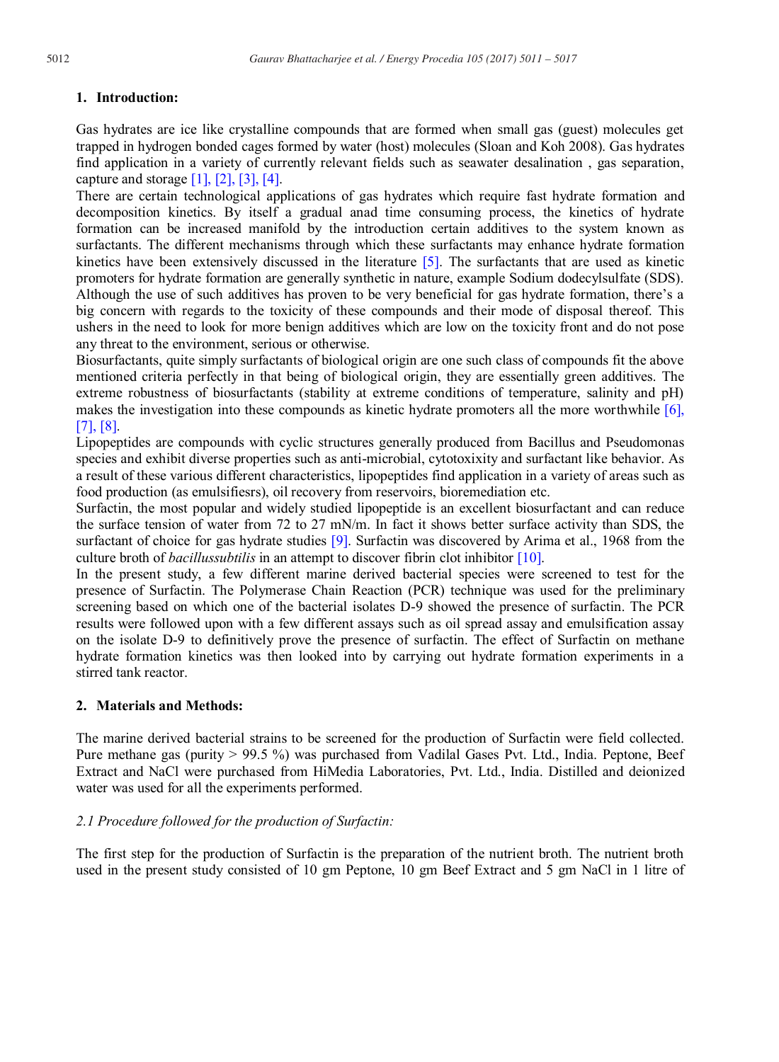## 1. Introduction:

Gas hydrates are ice like crystalline compounds that are formed when small gas (guest) molecules get trapped in hydrogen bonded cages formed by water (host) molecules (Sloan and Koh 2008). Gas hydrates find application in a variety of currently relevant fields such as seawater desalination , gas separation, capture and storage [1], [2], [3], [4].

There are certain technological applications of gas hydrates which require fast hydrate formation and decomposition kinetics. By itself a gradual anad time consuming process, the kinetics of hydrate formation can be increased manifold by the introduction certain additives to the system known as surfactants. The different mechanisms through which these surfactants may enhance hydrate formation kinetics have been extensively discussed in the literature [5]. The surfactants that are used as kinetic promoters for hydrate formation are generally synthetic in nature, example Sodium dodecylsulfate (SDS). Although the use of such additives has proven to be very beneficial for gas hydrate formation, there's a big concern with regards to the toxicity of these compounds and their mode of disposal thereof. This ushers in the need to look for more benign additives which are low on the toxicity front and do not pose any threat to the environment, serious or otherwise.

Biosurfactants, quite simply surfactants of biological origin are one such class of compounds fit the above mentioned criteria perfectly in that being of biological origin, they are essentially green additives. The extreme robustness of biosurfactants (stability at extreme conditions of temperature, salinity and pH) makes the investigation into these compounds as kinetic hydrate promoters all the more worthwhile [6], [7], [8].

Lipopeptides are compounds with cyclic structures generally produced from Bacillus and Pseudomonas species and exhibit diverse properties such as anti-microbial, cytotoxixity and surfactant like behavior. As a result of these various different characteristics, lipopeptides find application in a variety of areas such as food production (as emulsifiesrs), oil recovery from reservoirs, bioremediation etc.

Surfactin, the most popular and widely studied lipopeptide is an excellent biosurfactant and can reduce the surface tension of water from 72 to 27 mN/m. In fact it shows better surface activity than SDS, the surfactant of choice for gas hydrate studies [9]. Surfactin was discovered by Arima et al., 1968 from the culture broth of *bacillussubtilis* in an attempt to discover fibrin clot inhibitor [10].

In the present study, a few different marine derived bacterial species were screened to test for the presence of Surfactin. The Polymerase Chain Reaction (PCR) technique was used for the preliminary screening based on which one of the bacterial isolates D-9 showed the presence of surfactin. The PCR results were followed upon with a few different assays such as oil spread assay and emulsification assay on the isolate D-9 to definitively prove the presence of surfactin. The effect of Surfactin on methane hydrate formation kinetics was then looked into by carrying out hydrate formation experiments in a stirred tank reactor.

## 2. Materials and Methods:

The marine derived bacterial strains to be screened for the production of Surfactin were field collected. Pure methane gas (purity > 99.5 %) was purchased from Vadilal Gases Pvt. Ltd., India. Peptone, Beef Extract and NaCl were purchased from HiMedia Laboratories, Pvt. Ltd., India. Distilled and deionized water was used for all the experiments performed.

### *2.1 Procedure followed for the production of Surfactin:*

The first step for the production of Surfactin is the preparation of the nutrient broth. The nutrient broth used in the present study consisted of 10 gm Peptone, 10 gm Beef Extract and 5 gm NaCl in 1 litre of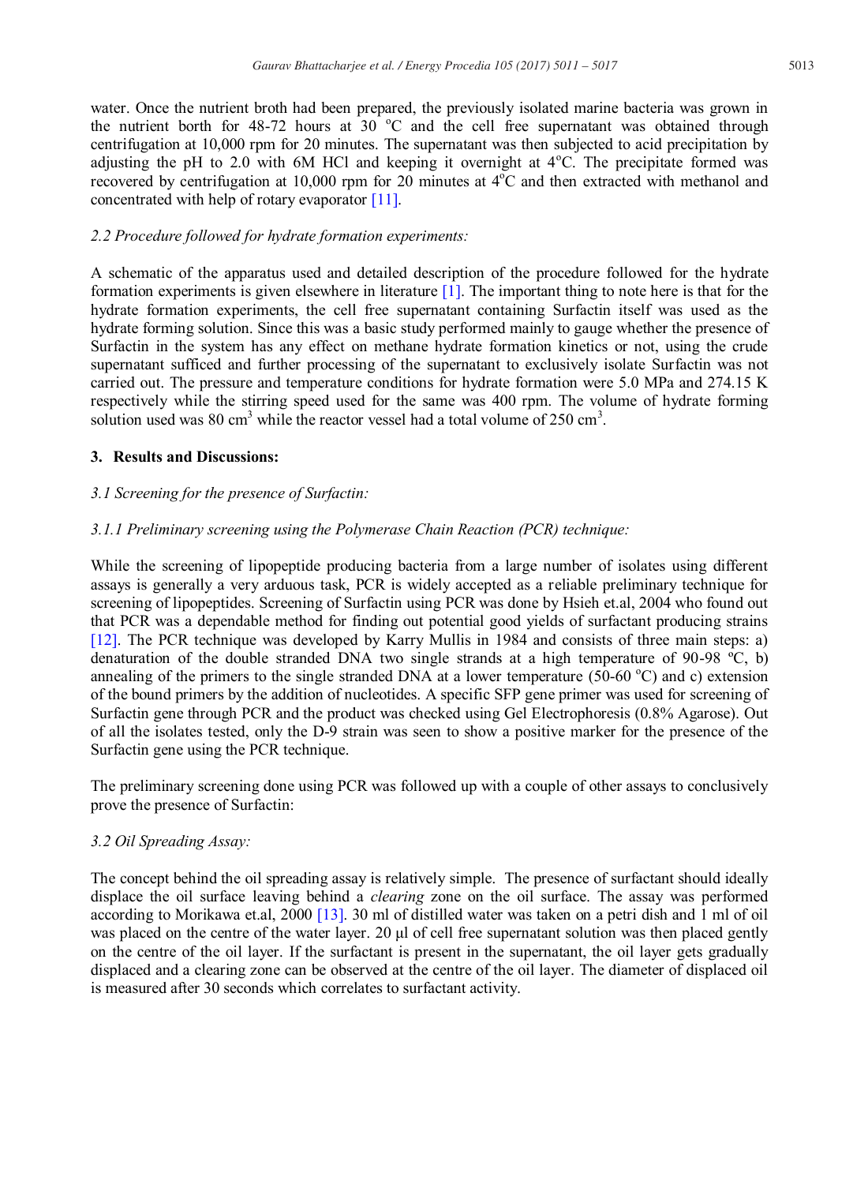water. Once the nutrient broth had been prepared, the previously isolated marine bacteria was grown in the nutrient borth for 48-72 hours at 30 °C and the cell free supernatant was obtained through centrifugation at 10,000 rpm for 20 minutes. The supernatant was then subjected to acid precipitation by adjusting the pH to 2.0 with 6M HCl and keeping it overnight at 4°C. The precipitate formed was recovered by centrifugation at 10,000 rpm for 20 minutes at 4°C and then extracted with methanol and concentrated with help of rotary evaporator [11].

### *2.2 Procedure followed for hydrate formation experiments:*

A schematic of the apparatus used and detailed description of the procedure followed for the hydrate formation experiments is given elsewhere in literature [1]. The important thing to note here is that for the hydrate formation experiments, the cell free supernatant containing Surfactin itself was used as the hydrate forming solution. Since this was a basic study performed mainly to gauge whether the presence of Surfactin in the system has any effect on methane hydrate formation kinetics or not, using the crude supernatant sufficed and further processing of the supernatant to exclusively isolate Surfactin was not carried out. The pressure and temperature conditions for hydrate formation were 5.0 MPa and 274.15 K respectively while the stirring speed used for the same was 400 rpm. The volume of hydrate forming solution used was 80 $cm^3$ while the reactor vessel had a total volume of 250 $cm^3$.

## 3. Results and Discussions:

### *3.1 Screening for the presence of Surfactin:*

#### *3.1.1 Preliminary screening using the Polymerase Chain Reaction (PCR) technique:*

While the screening of lipopeptide producing bacteria from a large number of isolates using different assays is generally a very arduous task, PCR is widely accepted as a reliable preliminary technique for screening of lipopeptides. Screening of Surfactin using PCR was done by Hsieh et.al, 2004 who found out that PCR was a dependable method for finding out potential good yields of surfactant producing strains [12]. The PCR technique was developed by Karry Mullis in 1984 and consists of three main steps: a) denaturation of the double stranded DNA two single strands at a high temperature of 90-98 ºC, b) annealing of the primers to the single stranded DNA at a lower temperature (50-60 °C) and c) extension of the bound primers by the addition of nucleotides. A specific SFP gene primer was used for screening of Surfactin gene through PCR and the product was checked using Gel Electrophoresis (0.8% Agarose). Out of all the isolates tested, only the D-9 strain was seen to show a positive marker for the presence of the Surfactin gene using the PCR technique.

The preliminary screening done using PCR was followed up with a couple of other assays to conclusively prove the presence of Surfactin:

### *3.2 Oil Spreading Assay:*

The concept behind the oil spreading assay is relatively simple. The presence of surfactant should ideally displace the oil surface leaving behind a *clearing* zone on the oil surface. The assay was performed according to Morikawa et.al, 2000 [13]. 30 ml of distilled water was taken on a petri dish and 1 ml of oil was placed on the centre of the water layer. 20 μl of cell free supernatant solution was then placed gently on the centre of the oil layer. If the surfactant is present in the supernatant, the oil layer gets gradually displaced and a clearing zone can be observed at the centre of the oil layer. The diameter of displaced oil is measured after 30 seconds which correlates to surfactant activity.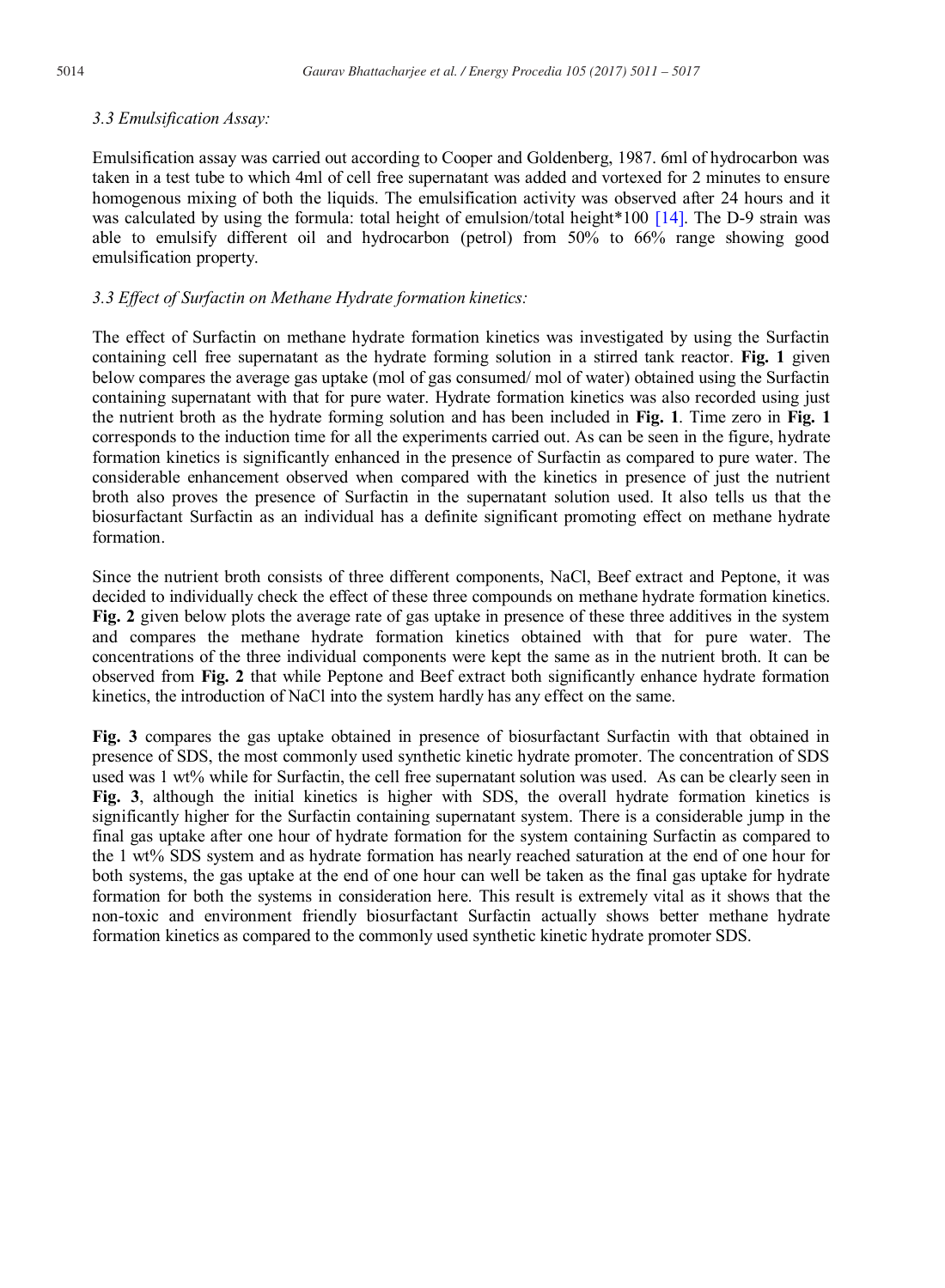### *3.3 Emulsification Assay:*

Emulsification assay was carried out according to Cooper and Goldenberg, 1987. 6ml of hydrocarbon was taken in a test tube to which 4ml of cell free supernatant was added and vortexed for 2 minutes to ensure homogenous mixing of both the liquids. The emulsification activity was observed after 24 hours and it was calculated by using the formula: total height of emulsion/total height*100 [14]. The D-9 strain was able to emulsify different oil and hydrocarbon (petrol) from 50% to 66% range showing good emulsification property.

### *3.3 Effect of Surfactin on Methane Hydrate formation kinetics:*

The effect of Surfactin on methane hydrate formation kinetics was investigated by using the Surfactin containing cell free supernatant as the hydrate forming solution in a stirred tank reactor. **Fig. 1** given below compares the average gas uptake (mol of gas consumed/ mol of water) obtained using the Surfactin containing supernatant with that for pure water. Hydrate formation kinetics was also recorded using just the nutrient broth as the hydrate forming solution and has been included in **Fig. 1**. Time zero in **Fig. 1** corresponds to the induction time for all the experiments carried out. As can be seen in the figure, hydrate formation kinetics is significantly enhanced in the presence of Surfactin as compared to pure water. The considerable enhancement observed when compared with the kinetics in presence of just the nutrient broth also proves the presence of Surfactin in the supernatant solution used. It also tells us that the biosurfactant Surfactin as an individual has a definite significant promoting effect on methane hydrate formation.

Since the nutrient broth consists of three different components, NaCl, Beef extract and Peptone, it was decided to individually check the effect of these three compounds on methane hydrate formation kinetics. **Fig. 2** given below plots the average rate of gas uptake in presence of these three additives in the system and compares the methane hydrate formation kinetics obtained with that for pure water. The concentrations of the three individual components were kept the same as in the nutrient broth. It can be observed from **Fig. 2** that while Peptone and Beef extract both significantly enhance hydrate formation kinetics, the introduction of NaCl into the system hardly has any effect on the same.

**Fig. 3** compares the gas uptake obtained in presence of biosurfactant Surfactin with that obtained in presence of SDS, the most commonly used synthetic kinetic hydrate promoter. The concentration of SDS used was 1 wt% while for Surfactin, the cell free supernatant solution was used. As can be clearly seen in **Fig. 3**, although the initial kinetics is higher with SDS, the overall hydrate formation kinetics is significantly higher for the Surfactin containing supernatant system. There is a considerable jump in the final gas uptake after one hour of hydrate formation for the system containing Surfactin as compared to the 1 wt% SDS system and as hydrate formation has nearly reached saturation at the end of one hour for both systems, the gas uptake at the end of one hour can well be taken as the final gas uptake for hydrate formation for both the systems in consideration here. This result is extremely vital as it shows that the non-toxic and environment friendly biosurfactant Surfactin actually shows better methane hydrate formation kinetics as compared to the commonly used synthetic kinetic hydrate promoter SDS.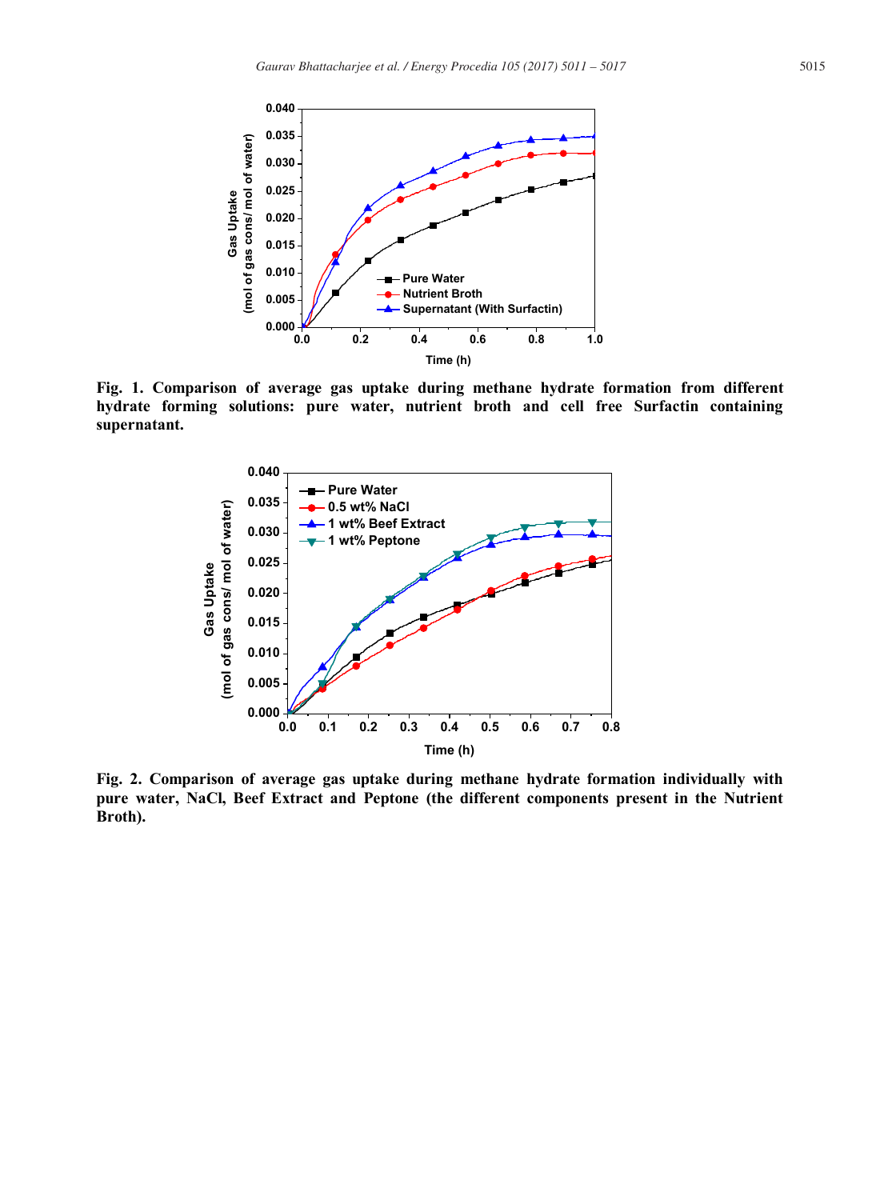**Fig. 1. Comparison of average gas uptake during methane hydrate formation from different hydrate forming solutions: pure water, nutrient broth and cell free Surfactin containing supernatant.**

**Fig. 2. Comparison of average gas uptake during methane hydrate formation individually with pure water, NaCl, Beef Extract and Peptone (the different components present in the Nutrient Broth).**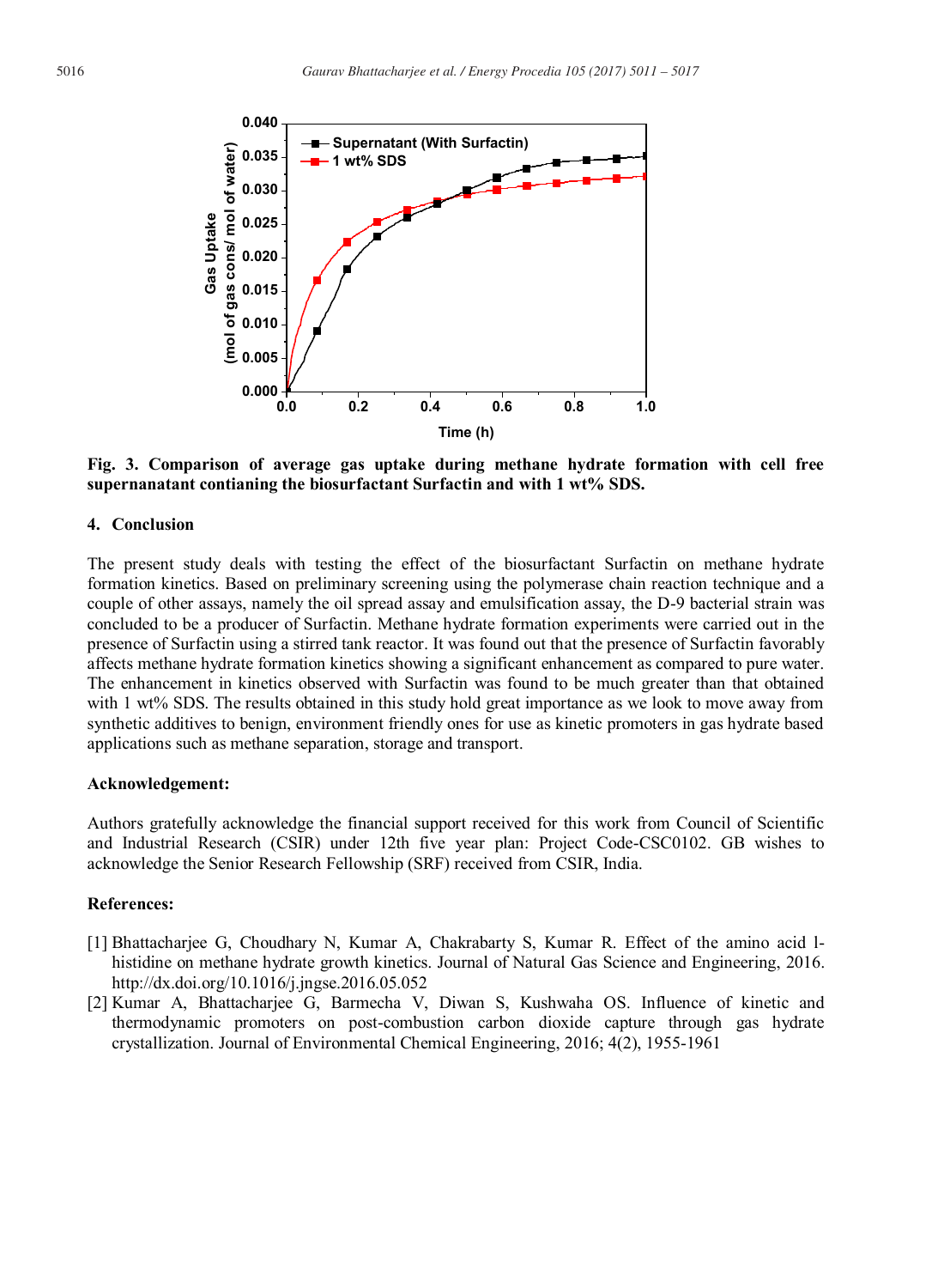Fig. 3. Comparison of average gas uptake during methane hydrate formation with cell free supernanatant contianing the biosurfactant Surfactin and with 1 wt% SDS.

## 4. Conclusion

The present study deals with testing the effect of the biosurfactant Surfactin on methane hydrate formation kinetics. Based on preliminary screening using the polymerase chain reaction technique and a couple of other assays, namely the oil spread assay and emulsification assay, the D-9 bacterial strain was concluded to be a producer of Surfactin. Methane hydrate formation experiments were carried out in the presence of Surfactin using a stirred tank reactor. It was found out that the presence of Surfactin favorably affects methane hydrate formation kinetics showing a significant enhancement as compared to pure water. The enhancement in kinetics observed with Surfactin was found to be much greater than that obtained with 1 wt% SDS. The results obtained in this study hold great importance as we look to move away from synthetic additives to benign, environment friendly ones for use as kinetic promoters in gas hydrate based applications such as methane separation, storage and transport.

## Acknowledgement:

Authors gratefully acknowledge the financial support received for this work from Council of Scientific and Industrial Research (CSIR) under 12th five year plan: Project Code-CSC0102. GB wishes to acknowledge the Senior Research Fellowship (SRF) received from CSIR, India.

## References:

[1] Bhattacharjee G, Choudhary N, Kumar A, Chakrabarty S, Kumar R. Effect of the amino acid l-histidine on methane hydrate growth kinetics. Journal of Natural Gas Science and Engineering, 2016. http://dx.doi.org/10.1016/j.jngse.2016.05.052

[2] Kumar A, Bhattacharjee G, Barmecha V, Diwan S, Kushwaha OS. Influence of kinetic and thermodynamic promoters on post-combustion carbon dioxide capture through gas hydrate crystallization. Journal of Environmental Chemical Engineering, 2016; 4(2), 1955-1961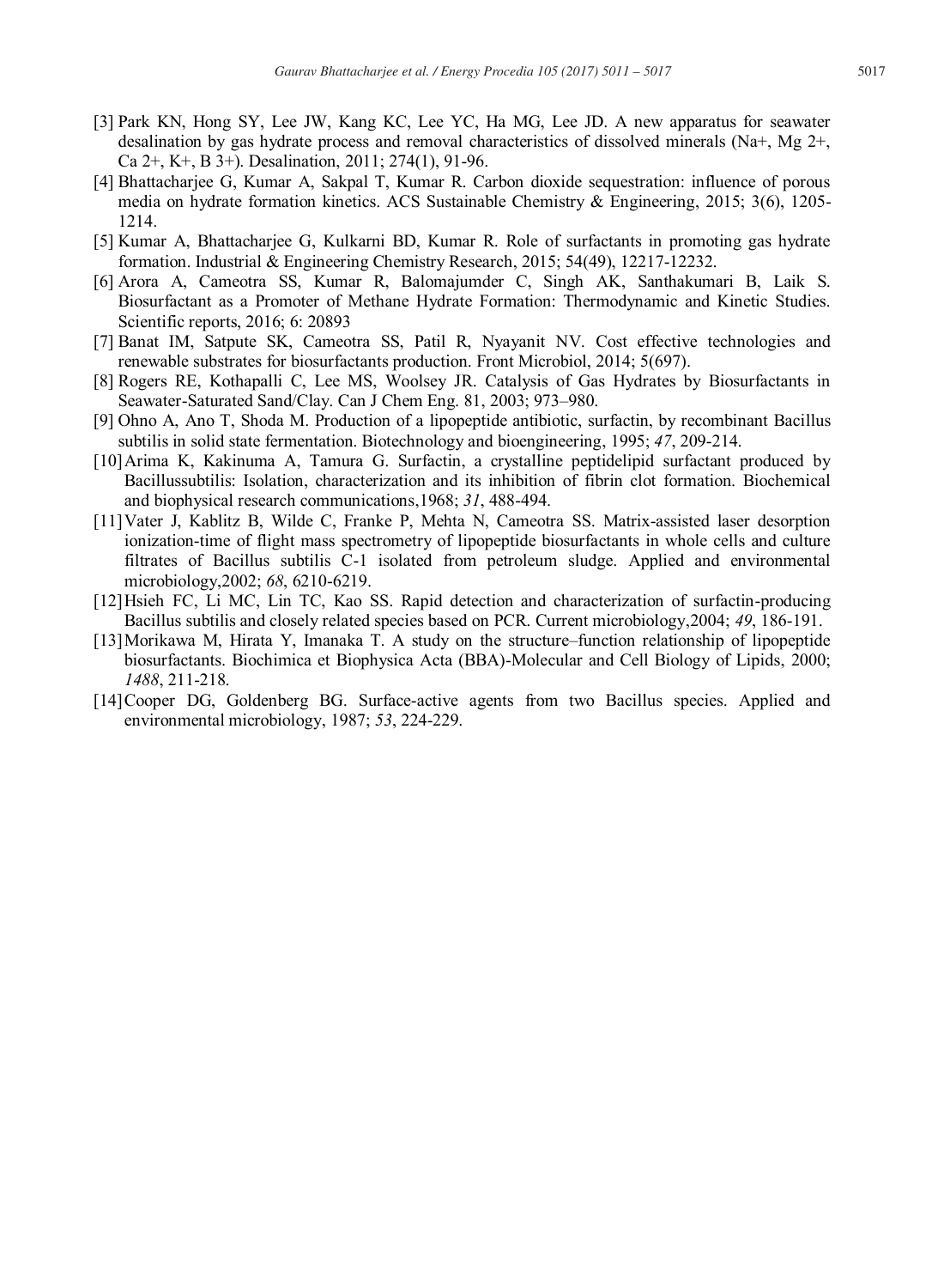[3] Park KN, Hong SY, Lee JW, Kang KC, Lee YC, Ha MG, Lee JD. A new apparatus for seawater desalination by gas hydrate process and removal characteristics of dissolved minerals (Na+, Mg 2+, Ca 2+, K+, B 3+). Desalination, 2011; 274(1), 91-96.

[4] Bhattacharjee G, Kumar A, Sakpal T, Kumar R. Carbon dioxide sequestration: influence of porous media on hydrate formation kinetics. ACS Sustainable Chemistry & Engineering, 2015; 3(6), 1205-1214.

[5] Kumar A, Bhattacharjee G, Kulkarni BD, Kumar R. Role of surfactants in promoting gas hydrate formation. Industrial & Engineering Chemistry Research, 2015; 54(49), 12217-12232.

[6] Arora A, Cameotra SS, Kumar R, Balomajumder C, Singh AK, Santhakumari B, Laik S. Biosurfactant as a Promoter of Methane Hydrate Formation: Thermodynamic and Kinetic Studies. Scientific reports, 2016; 6: 20893

[7] Banat IM, Satpute SK, Cameotra SS, Patil R, Nyayanit NV. Cost effective technologies and renewable substrates for biosurfactants production. Front Microbiol, 2014; 5(697).

[8] Rogers RE, Kothapalli C, Lee MS, Woolsey JR. Catalysis of Gas Hydrates by Biosurfactants in Seawater-Saturated Sand/Clay. Can J Chem Eng. 81, 2003; 973–980.

[9] Ohno A, Ano T, Shoda M. Production of a lipopeptide antibiotic, surfactin, by recombinant Bacillus subtilis in solid state fermentation. Biotechnology and bioengineering, 1995; *47*, 209-214.

[10] Arima K, Kakinuma A, Tamura G. Surfactin, a crystalline peptidelipid surfactant produced by Bacillussubtilis: Isolation, characterization and its inhibition of fibrin clot formation. Biochemical and biophysical research communications,1968; *31*, 488-494.

[11] Vater J, Kablitz B, Wilde C, Franke P, Mehta N, Cameotra SS. Matrix-assisted laser desorption ionization-time of flight mass spectrometry of lipopeptide biosurfactants in whole cells and culture filtrates of Bacillus subtilis C-1 isolated from petroleum sludge. Applied and environmental microbiology,2002; *68*, 6210-6219.

[12] Hsieh FC, Li MC, Lin TC, Kao SS. Rapid detection and characterization of surfactin-producing Bacillus subtilis and closely related species based on PCR. Current microbiology,2004; *49*, 186-191.

[13] Morikawa M, Hirata Y, Imanaka T. A study on the structure–function relationship of lipopeptide biosurfactants. Biochimica et Biophysica Acta (BBA)-Molecular and Cell Biology of Lipids, 2000; *1488*, 211-218.

[14] Cooper DG, Goldenberg BG. Surface-active agents from two Bacillus species. Applied and environmental microbiology, 1987; *53*, 224-229.